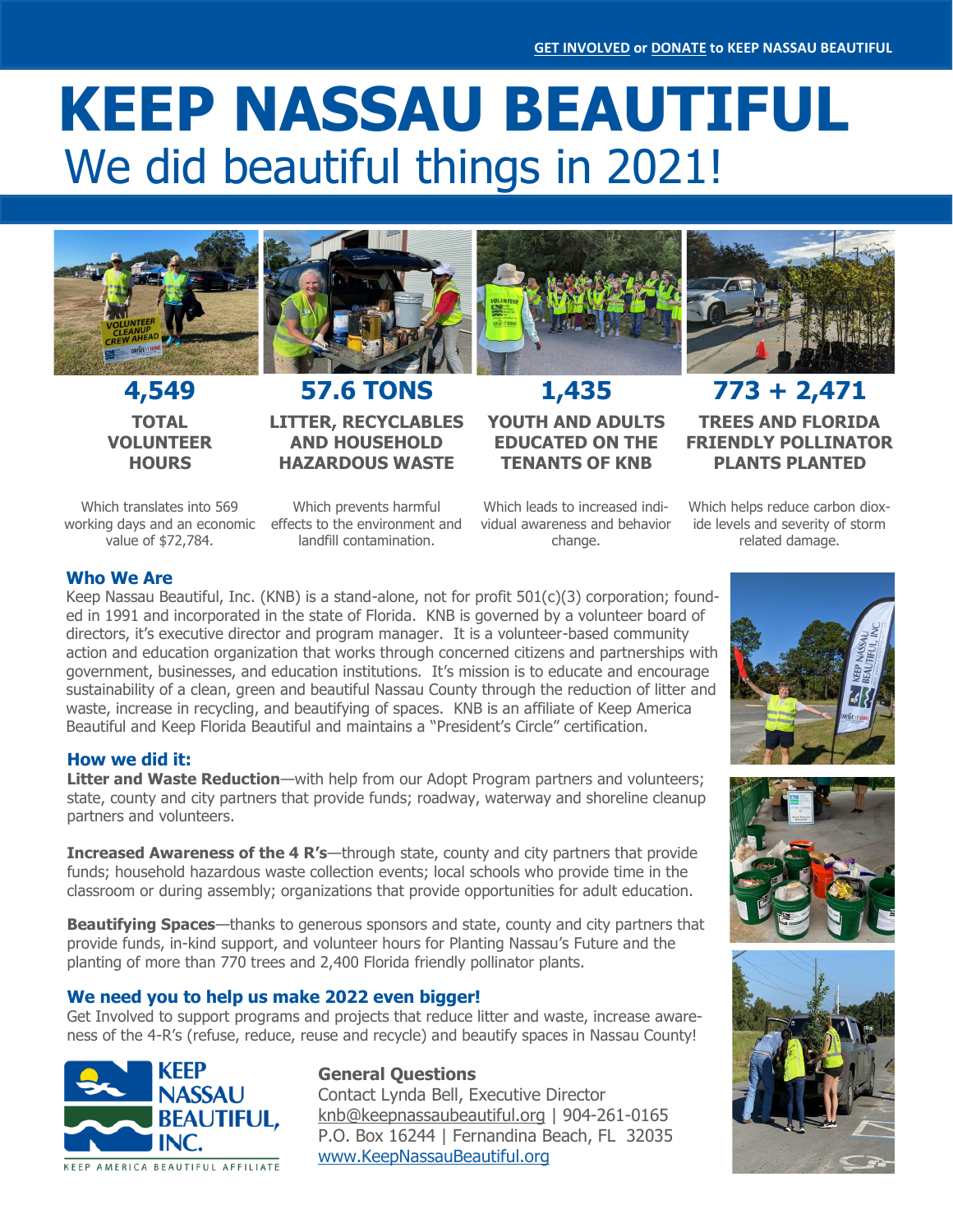**GET INVOLVED** or **DONATE** to KEEP NASSAU BEAUTIFUL

# KEEP NASSAU BEAUTIFUL

## We did beautiful things in 2021!

**4,549**

**TOTAL VOLUNTEER HOURS**

Which translates into 569 working days and an economic value of $72,784.

**57.6 TONS**

**LITTER, RECYCLABLES AND HOUSEHOLD HAZARDOUS WASTE**

Which prevents harmful effects to the environment and landfill contamination.

**1,435**

**YOUTH AND ADULTS EDUCATED ON THE TENANTS OF KNB**

Which leads to increased individual awareness and behavior change.

**773 + 2,471**

**TREES AND FLORIDA FRIENDLY POLLINATOR PLANTS PLANTED**

Which helps reduce carbon dioxide levels and severity of storm related damage.

### Who We Are

Keep Nassau Beautiful, Inc. (KNB) is a stand-alone, not for profit 501(c)(3) corporation; founded in 1991 and incorporated in the state of Florida. KNB is governed by a volunteer board of directors, it's executive director and program manager. It is a volunteer-based community action and education organization that works through concerned citizens and partnerships with government, businesses, and education institutions. It's mission is to educate and encourage sustainability of a clean, green and beautiful Nassau County through the reduction of litter and waste, increase in recycling, and beautifying of spaces. KNB is an affiliate of Keep America Beautiful and Keep Florida Beautiful and maintains a "President's Circle" certification.

### How we did it:

**Litter and Waste Reduction**—with help from our Adopt Program partners and volunteers; state, county and city partners that provide funds; roadway, waterway and shoreline cleanup partners and volunteers.

**Increased Awareness of the 4 R's**—through state, county and city partners that provide funds; household hazardous waste collection events; local schools who provide time in the classroom or during assembly; organizations that provide opportunities for adult education.

**Beautifying Spaces**—thanks to generous sponsors and state, county and city partners that provide funds, in-kind support, and volunteer hours for Planting Nassau's Future and the planting of more than 770 trees and 2,400 Florida friendly pollinator plants.

### We need you to help us make 2022 even bigger!

Get Involved to support programs and projects that reduce litter and waste, increase awareness of the 4-R's (refuse, reduce, reuse and recycle) and beautify spaces in Nassau County!

KEEP NASSAU BEAUTIFUL, INC.
KEEP AMERICA BEAUTIFUL AFFILIATE

**General Questions**

Contact Lynda Bell, Executive Director
knb@keepnassaubeautiful.org | 904-261-0165
P.O. Box 16244 | Fernandina Beach, FL 32035
www.KeepNassauBeautiful.org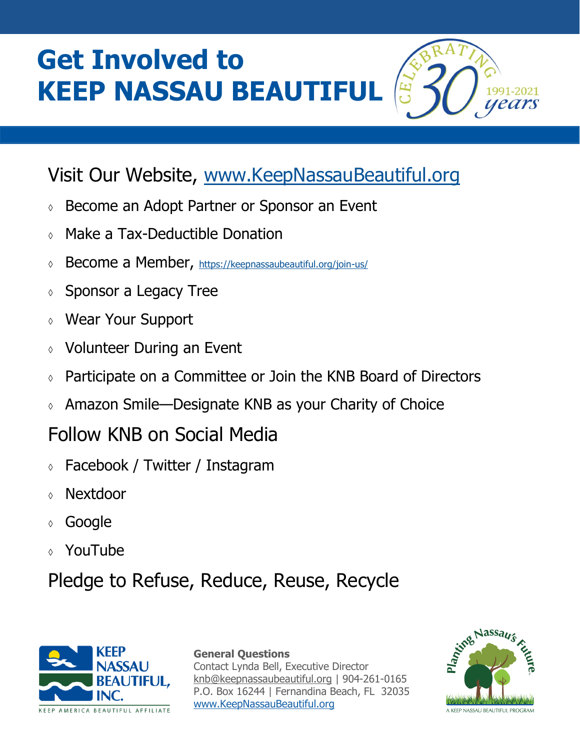# Get Involved to KEEP NASSAU BEAUTIFUL

CELEBRATING 30 years 1991-2021

## Visit Our Website, www.KeepNassauBeautiful.org

- Become an Adopt Partner or Sponsor an Event
- Make a Tax-Deductible Donation
- Become a Member, https://keepnassaubeautiful.org/join-us/
- Sponsor a Legacy Tree
- Wear Your Support
- Volunteer During an Event
- Participate on a Committee or Join the KNB Board of Directors
- Amazon Smile—Designate KNB as your Charity of Choice

## Follow KNB on Social Media

- Facebook / Twitter / Instagram
- Nextdoor
- Google
- YouTube

## Pledge to Refuse, Reduce, Reuse, Recycle

KEEP NASSAU BEAUTIFUL, INC.
KEEP AMERICA BEAUTIFUL AFFILIATE

**General Questions**
Contact Lynda Bell, Executive Director
knb@keepnassaubeautiful.org | 904-261-0165
P.O. Box 16244 | Fernandina Beach, FL 32035
www.KeepNassauBeautiful.org

Planting Nassau's Future
A KEEP NASSAU BEAUTIFUL PROGRAM